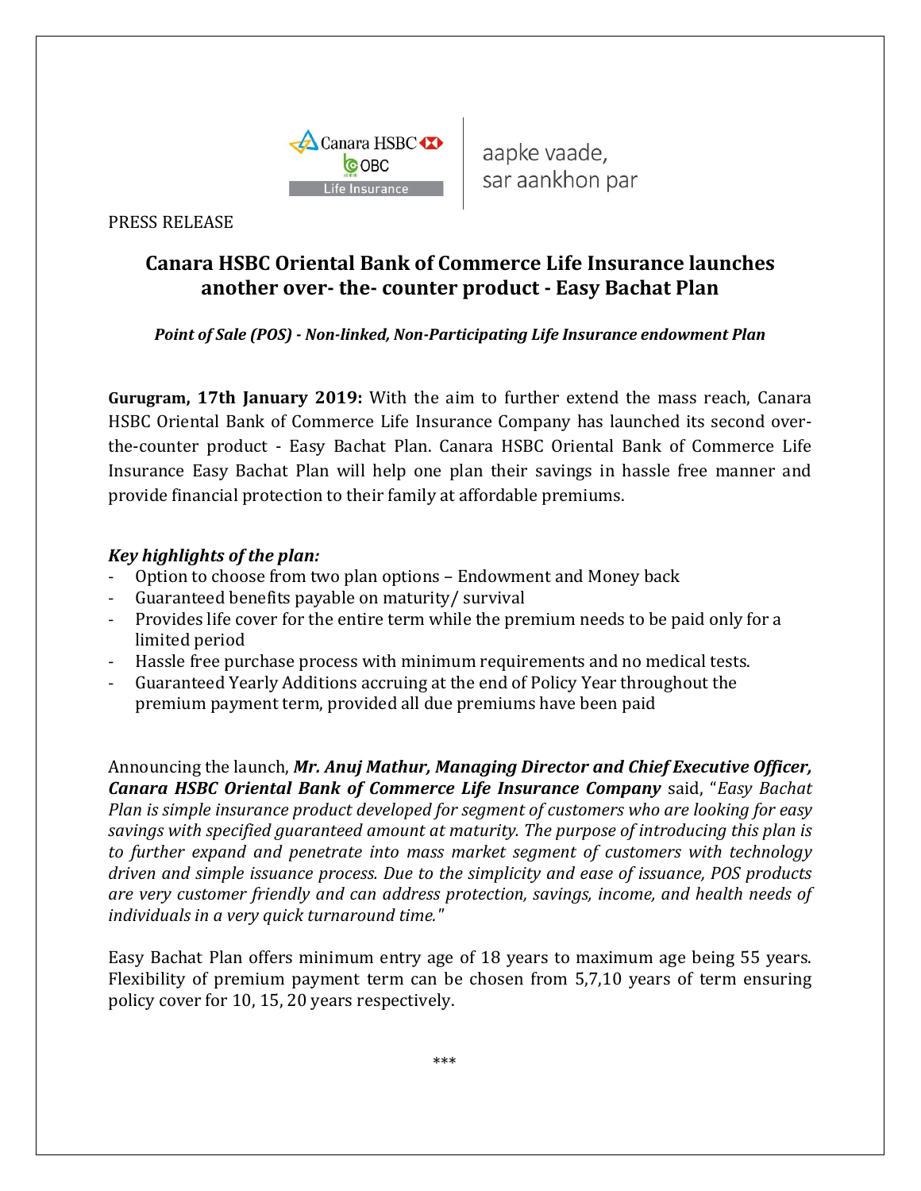Canara HSBC OBC Life Insurance

aapke vaade,
sar aankhon par

PRESS RELEASE

# Canara HSBC Oriental Bank of Commerce Life Insurance launches another over- the- counter product - Easy Bachat Plan

***Point of Sale (POS) - Non-linked, Non-Participating Life Insurance endowment Plan***

**Gurugram, 17th January 2019:** With the aim to further extend the mass reach, Canara HSBC Oriental Bank of Commerce Life Insurance Company has launched its second over-the-counter product - Easy Bachat Plan. Canara HSBC Oriental Bank of Commerce Life Insurance Easy Bachat Plan will help one plan their savings in hassle free manner and provide financial protection to their family at affordable premiums.

***Key highlights of the plan:***

- Option to choose from two plan options – Endowment and Money back
- Guaranteed benefits payable on maturity/ survival
- Provides life cover for the entire term while the premium needs to be paid only for a limited period
- Hassle free purchase process with minimum requirements and no medical tests.
- Guaranteed Yearly Additions accruing at the end of Policy Year throughout the premium payment term, provided all due premiums have been paid

Announcing the launch, ***Mr. Anuj Mathur, Managing Director and Chief Executive Officer, Canara HSBC Oriental Bank of Commerce Life Insurance Company*** said, "*Easy Bachat Plan is simple insurance product developed for segment of customers who are looking for easy savings with specified guaranteed amount at maturity. The purpose of introducing this plan is to further expand and penetrate into mass market segment of customers with technology driven and simple issuance process. Due to the simplicity and ease of issuance, POS products are very customer friendly and can address protection, savings, income, and health needs of individuals in a very quick turnaround time.*"

Easy Bachat Plan offers minimum entry age of 18 years to maximum age being 55 years. Flexibility of premium payment term can be chosen from 5,7,10 years of term ensuring policy cover for 10, 15, 20 years respectively.

\*\*\*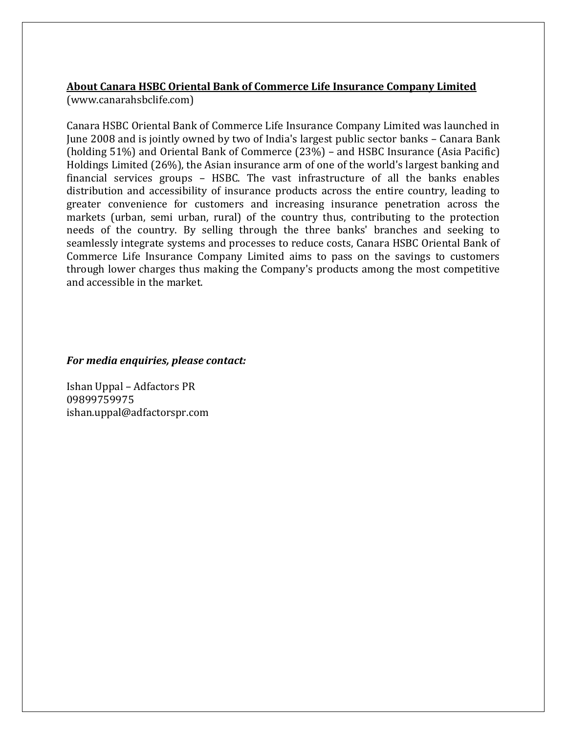**About Canara HSBC Oriental Bank of Commerce Life Insurance Company Limited**
(www.canarahsbclife.com)

Canara HSBC Oriental Bank of Commerce Life Insurance Company Limited was launched in June 2008 and is jointly owned by two of India's largest public sector banks – Canara Bank (holding 51%) and Oriental Bank of Commerce (23%) – and HSBC Insurance (Asia Pacific) Holdings Limited (26%), the Asian insurance arm of one of the world's largest banking and financial services groups – HSBC. The vast infrastructure of all the banks enables distribution and accessibility of insurance products across the entire country, leading to greater convenience for customers and increasing insurance penetration across the markets (urban, semi urban, rural) of the country thus, contributing to the protection needs of the country. By selling through the three banks' branches and seeking to seamlessly integrate systems and processes to reduce costs, Canara HSBC Oriental Bank of Commerce Life Insurance Company Limited aims to pass on the savings to customers through lower charges thus making the Company's products among the most competitive and accessible in the market.

***For media enquiries, please contact:***

Ishan Uppal – Adfactors PR
09899759975
ishan.uppal@adfactorspr.com